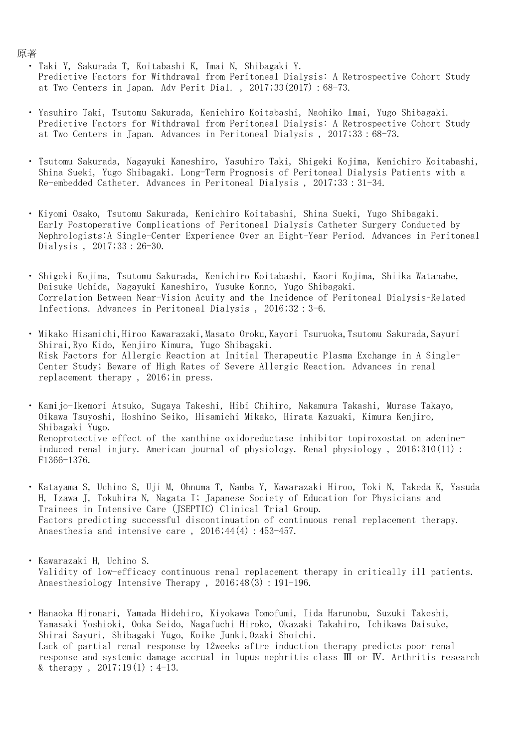原著

- Taki Y, Sakurada T, Koitabashi K, Imai N, Shibagaki Y.
  Predictive Factors for Withdrawal from Peritoneal Dialysis: A Retrospective Cohort Study at Two Centers in Japan. Adv Perit Dial. , 2017;33(2017) : 68-73.

- Yasuhiro Taki, Tsutomu Sakurada, Kenichiro Koitabashi, Naohiko Imai, Yugo Shibagaki.
  Predictive Factors for Withdrawal from Peritoneal Dialysis: A Retrospective Cohort Study at Two Centers in Japan. Advances in Peritoneal Dialysis , 2017;33 : 68-73.

- Tsutomu Sakurada, Nagayuki Kaneshiro, Yasuhiro Taki, Shigeki Kojima, Kenichiro Koitabashi, Shina Sueki, Yugo Shibagaki. Long-Term Prognosis of Peritoneal Dialysis Patients with a Re-embedded Catheter. Advances in Peritoneal Dialysis , 2017;33 : 31-34.

- Kiyomi Osako, Tsutomu Sakurada, Kenichiro Koitabashi, Shina Sueki, Yugo Shibagaki.
  Early Postoperative Complications of Peritoneal Dialysis Catheter Surgery Conducted by Nephrologists:A Single-Center Experience Over an Eight-Year Period. Advances in Peritoneal Dialysis , 2017;33 : 26-30.

- Shigeki Kojima, Tsutomu Sakurada, Kenichiro Koitabashi, Kaori Kojima, Shiika Watanabe, Daisuke Uchida, Nagayuki Kaneshiro, Yusuke Konno, Yugo Shibagaki.
  Correlation Between Near-Vision Acuity and the Incidence of Peritoneal Dialysis-Related Infections. Advances in Peritoneal Dialysis , 2016;32 : 3-6.

- Mikako Hisamichi,Hiroo Kawarazaki,Masato Oroku,Kayori Tsuruoka,Tsutomu Sakurada,Sayuri Shirai,Ryo Kido, Kenjiro Kimura, Yugo Shibagaki.
  Risk Factors for Allergic Reaction at Initial Therapeutic Plasma Exchange in A Single-Center Study; Beware of High Rates of Severe Allergic Reaction. Advances in renal replacement therapy , 2016;in press.

- Kamijo-Ikemori Atsuko, Sugaya Takeshi, Hibi Chihiro, Nakamura Takashi, Murase Takayo, Oikawa Tsuyoshi, Hoshino Seiko, Hisamichi Mikako, Hirata Kazuaki, Kimura Kenjiro, Shibagaki Yugo.
  Renoprotective effect of the xanthine oxidoreductase inhibitor topiroxostat on adenine-induced renal injury. American journal of physiology. Renal physiology , 2016;310(11) : F1366-1376.

- Katayama S, Uchino S, Uji M, Ohnuma T, Namba Y, Kawarazaki Hiroo, Toki N, Takeda K, Yasuda H, Izawa J, Tokuhira N, Nagata I; Japanese Society of Education for Physicians and Trainees in Intensive Care (JSEPTIC) Clinical Trial Group.
  Factors predicting successful discontinuation of continuous renal replacement therapy. Anaesthesia and intensive care , 2016;44(4) : 453-457.

- Kawarazaki H, Uchino S.
  Validity of low-efficacy continuous renal replacement therapy in critically ill patients. Anaesthesiology Intensive Therapy , 2016;48(3) : 191-196.

- Hanaoka Hironari, Yamada Hidehiro, Kiyokawa Tomofumi, Iida Harunobu, Suzuki Takeshi, Yamasaki Yoshioki, Ooka Seido, Nagafuchi Hiroko, Okazaki Takahiro, Ichikawa Daisuke, Shirai Sayuri, Shibagaki Yugo, Koike Junki,Ozaki Shoichi.
  Lack of partial renal response by 12weeks aftre induction therapy predicts poor renal response and systemic damage accrual in lupus nephritis class Ⅲ or Ⅳ. Arthritis research & therapy , 2017;19(1) : 4-13.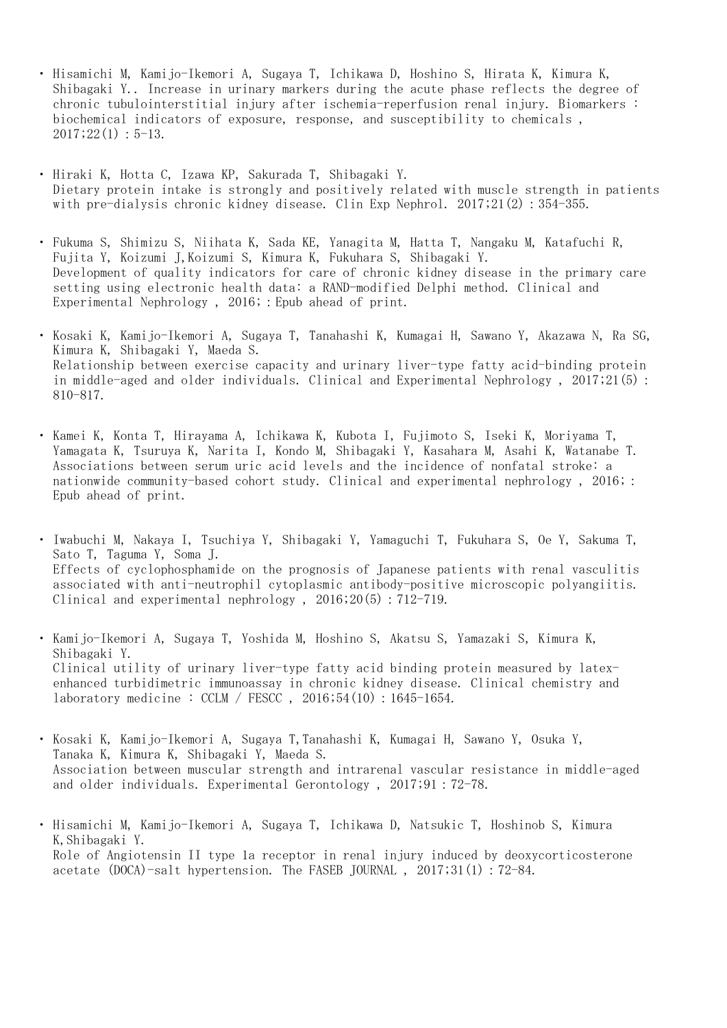- Hisamichi M, Kamijo-Ikemori A, Sugaya T, Ichikawa D, Hoshino S, Hirata K, Kimura K, Shibagaki Y.. Increase in urinary markers during the acute phase reflects the degree of chronic tubulointerstitial injury after ischemia-reperfusion renal injury. Biomarkers : biochemical indicators of exposure, response, and susceptibility to chemicals , 2017;22(1) : 5-13.

- Hiraki K, Hotta C, Izawa KP, Sakurada T, Shibagaki Y. Dietary protein intake is strongly and positively related with muscle strength in patients with pre-dialysis chronic kidney disease. Clin Exp Nephrol. 2017;21(2) : 354-355.

- Fukuma S, Shimizu S, Niihata K, Sada KE, Yanagita M, Hatta T, Nangaku M, Katafuchi R, Fujita Y, Koizumi J,Koizumi S, Kimura K, Fukuhara S, Shibagaki Y. Development of quality indicators for care of chronic kidney disease in the primary care setting using electronic health data: a RAND-modified Delphi method. Clinical and Experimental Nephrology , 2016; : Epub ahead of print.

- Kosaki K, Kamijo-Ikemori A, Sugaya T, Tanahashi K, Kumagai H, Sawano Y, Akazawa N, Ra SG, Kimura K, Shibagaki Y, Maeda S. Relationship between exercise capacity and urinary liver-type fatty acid-binding protein in middle-aged and older individuals. Clinical and Experimental Nephrology , 2017;21(5) : 810-817.

- Kamei K, Konta T, Hirayama A, Ichikawa K, Kubota I, Fujimoto S, Iseki K, Moriyama T, Yamagata K, Tsuruya K, Narita I, Kondo M, Shibagaki Y, Kasahara M, Asahi K, Watanabe T. Associations between serum uric acid levels and the incidence of nonfatal stroke: a nationwide community-based cohort study. Clinical and experimental nephrology , 2016; : Epub ahead of print.

- Iwabuchi M, Nakaya I, Tsuchiya Y, Shibagaki Y, Yamaguchi T, Fukuhara S, Oe Y, Sakuma T, Sato T, Taguma Y, Soma J. Effects of cyclophosphamide on the prognosis of Japanese patients with renal vasculitis associated with anti-neutrophil cytoplasmic antibody-positive microscopic polyangiitis. Clinical and experimental nephrology , 2016;20(5) : 712-719.

- Kamijo-Ikemori A, Sugaya T, Yoshida M, Hoshino S, Akatsu S, Yamazaki S, Kimura K, Shibagaki Y. Clinical utility of urinary liver-type fatty acid binding protein measured by latex-enhanced turbidimetric immunoassay in chronic kidney disease. Clinical chemistry and laboratory medicine : CCLM / FESCC , 2016;54(10) : 1645-1654.

- Kosaki K, Kamijo-Ikemori A, Sugaya T,Tanahashi K, Kumagai H, Sawano Y, Osuka Y, Tanaka K, Kimura K, Shibagaki Y, Maeda S. Association between muscular strength and intrarenal vascular resistance in middle-aged and older individuals. Experimental Gerontology , 2017;91 : 72-78.

- Hisamichi M, Kamijo-Ikemori A, Sugaya T, Ichikawa D, Natsukic T, Hoshinob S, Kimura K,Shibagaki Y. Role of Angiotensin II type 1a receptor in renal injury induced by deoxycorticosterone acetate (DOCA)-salt hypertension. The FASEB JOURNAL , 2017;31(1) : 72-84.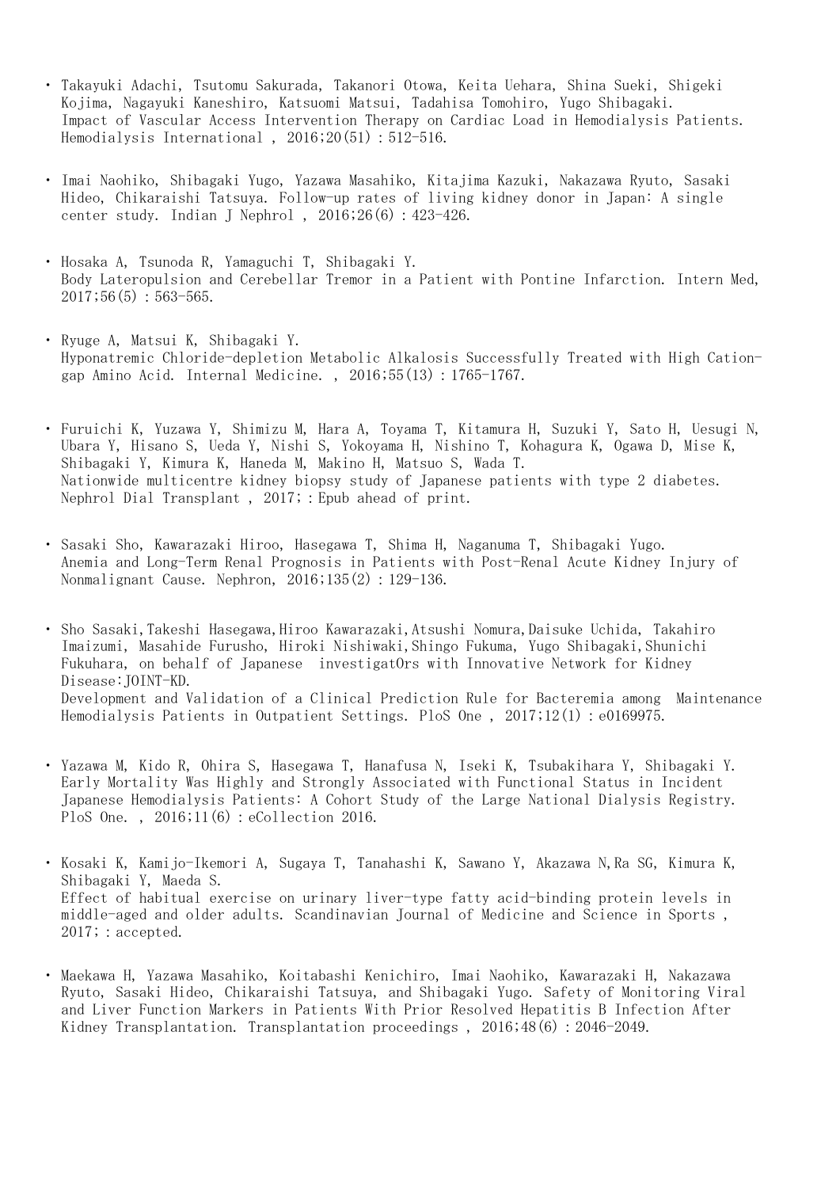- Takayuki Adachi, Tsutomu Sakurada, Takanori Otowa, Keita Uehara, Shina Sueki, Shigeki Kojima, Nagayuki Kaneshiro, Katsuomi Matsui, Tadahisa Tomohiro, Yugo Shibagaki.
  Impact of Vascular Access Intervention Therapy on Cardiac Load in Hemodialysis Patients. Hemodialysis International , 2016;20(51)：512-516.

- Imai Naohiko, Shibagaki Yugo, Yazawa Masahiko, Kitajima Kazuki, Nakazawa Ryuto, Sasaki Hideo, Chikaraishi Tatsuya. Follow-up rates of living kidney donor in Japan: A single center study. Indian J Nephrol , 2016;26(6)：423-426.

- Hosaka A, Tsunoda R, Yamaguchi T, Shibagaki Y.
  Body Lateropulsion and Cerebellar Tremor in a Patient with Pontine Infarction. Intern Med, 2017;56(5)：563-565.

- Ryuge A, Matsui K, Shibagaki Y.
  Hyponatremic Chloride-depletion Metabolic Alkalosis Successfully Treated with High Cation-gap Amino Acid. Internal Medicine. , 2016;55(13)：1765-1767.

- Furuichi K, Yuzawa Y, Shimizu M, Hara A, Toyama T, Kitamura H, Suzuki Y, Sato H, Uesugi N, Ubara Y, Hisano S, Ueda Y, Nishi S, Yokoyama H, Nishino T, Kohagura K, Ogawa D, Mise K, Shibagaki Y, Kimura K, Haneda M, Makino H, Matsuo S, Wada T.
  Nationwide multicentre kidney biopsy study of Japanese patients with type 2 diabetes. Nephrol Dial Transplant , 2017;：Epub ahead of print.

- Sasaki Sho, Kawarazaki Hiroo, Hasegawa T, Shima H, Naganuma T, Shibagaki Yugo.
  Anemia and Long-Term Renal Prognosis in Patients with Post-Renal Acute Kidney Injury of Nonmalignant Cause. Nephron, 2016;135(2)：129-136.

- Sho Sasaki,Takeshi Hasegawa,Hiroo Kawarazaki,Atsushi Nomura,Daisuke Uchida, Takahiro Imaizumi, Masahide Furusho, Hiroki Nishiwaki,Shingo Fukuma, Yugo Shibagaki,Shunichi Fukuhara, on behalf of Japanese investigatOrs with Innovative Network for Kidney Disease:JOINT-KD.
  Development and Validation of a Clinical Prediction Rule for Bacteremia among Maintenance Hemodialysis Patients in Outpatient Settings. PloS One , 2017;12(1)：e0169975.

- Yazawa M, Kido R, Ohira S, Hasegawa T, Hanafusa N, Iseki K, Tsubakihara Y, Shibagaki Y.
  Early Mortality Was Highly and Strongly Associated with Functional Status in Incident Japanese Hemodialysis Patients: A Cohort Study of the Large National Dialysis Registry. PloS One. , 2016;11(6)：eCollection 2016.

- Kosaki K, Kamijo-Ikemori A, Sugaya T, Tanahashi K, Sawano Y, Akazawa N,Ra SG, Kimura K, Shibagaki Y, Maeda S.
  Effect of habitual exercise on urinary liver-type fatty acid-binding protein levels in middle-aged and older adults. Scandinavian Journal of Medicine and Science in Sports , 2017;：accepted.

- Maekawa H, Yazawa Masahiko, Koitabashi Kenichiro, Imai Naohiko, Kawarazaki H, Nakazawa Ryuto, Sasaki Hideo, Chikaraishi Tatsuya, and Shibagaki Yugo. Safety of Monitoring Viral and Liver Function Markers in Patients With Prior Resolved Hepatitis B Infection After Kidney Transplantation. Transplantation proceedings , 2016;48(6)：2046-2049.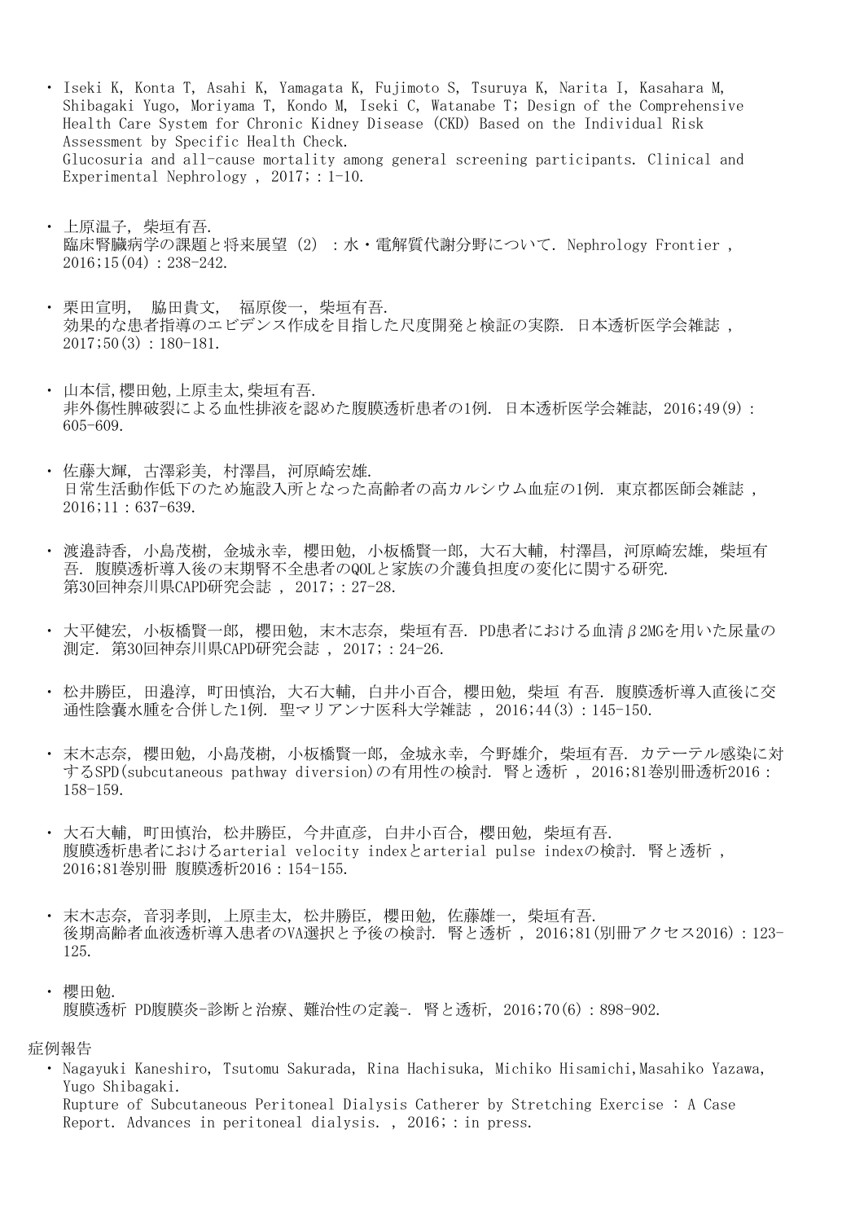- Iseki K, Konta T, Asahi K, Yamagata K, Fujimoto S, Tsuruya K, Narita I, Kasahara M, Shibagaki Yugo, Moriyama T, Kondo M, Iseki C, Watanabe T; Design of the Comprehensive Health Care System for Chronic Kidney Disease (CKD) Based on the Individual Risk Assessment by Specific Health Check.
  Glucosuria and all-cause mortality among general screening participants. Clinical and Experimental Nephrology , 2017; : 1-10.

- 上原温子, 柴垣有吾.
  臨床腎臓病学の課題と将来展望 (2) ：水・電解質代謝分野について. Nephrology Frontier , 2016;15(04) : 238-242.

- 栗田宣明, 脇田貴文, 福原俊一, 柴垣有吾.
  効果的な患者指導のエビデンス作成を目指した尺度開発と検証の実際. 日本透析医学会雑誌 , 2017;50(3) : 180-181.

- 山本信,櫻田勉,上原圭太,柴垣有吾.
  非外傷性脾破裂による血性排液を認めた腹膜透析患者の1例. 日本透析医学会雑誌, 2016;49(9) : 605-609.

- 佐藤大輝, 古澤彩美, 村澤昌, 河原崎宏雄.
  日常生活動作低下のため施設入所となった高齢者の高カルシウム血症の1例. 東京都医師会雑誌 , 2016;11 : 637-639.

- 渡邉詩香, 小島茂樹, 金城永幸, 櫻田勉, 小板橋賢一郎, 大石大輔, 村澤昌, 河原崎宏雄, 柴垣有吾. 腹膜透析導入後の末期腎不全患者のQOLと家族の介護負担度の変化に関する研究. 第30回神奈川県CAPD研究会誌 , 2017; : 27-28.

- 大平健宏, 小板橋賢一郎, 櫻田勉, 末木志奈, 柴垣有吾. PD患者における血清β2MGを用いた尿量の測定. 第30回神奈川県CAPD研究会誌 , 2017; : 24-26.

- 松井勝臣, 田邉淳, 町田慎治, 大石大輔, 白井小百合, 櫻田勉, 柴垣 有吾. 腹膜透析導入直後に交通性陰嚢水腫を合併した1例. 聖マリアンナ医科大学雑誌 , 2016;44(3) : 145-150.

- 末木志奈, 櫻田勉, 小島茂樹, 小板橋賢一郎, 金城永幸, 今野雄介, 柴垣有吾. カテーテル感染に対するSPD(subcutaneous pathway diversion)の有用性の検討. 腎と透析 , 2016;81巻別冊透析2016 : 158-159.

- 大石大輔, 町田慎治, 松井勝臣, 今井直彦, 白井小百合, 櫻田勉, 柴垣有吾.
  腹膜透析患者におけるarterial velocity indexとarterial pulse indexの検討. 腎と透析 , 2016;81巻別冊 腹膜透析2016 : 154-155.

- 末木志奈, 音羽孝則, 上原圭太, 松井勝臣, 櫻田勉, 佐藤雄一, 柴垣有吾.
  後期高齢者血液透析導入患者のVA選択と予後の検討. 腎と透析 , 2016;81(別冊アクセス2016) : 123-125.

- 櫻田勉.
  腹膜透析 PD腹膜炎-診断と治療、難治性の定義-. 腎と透析, 2016;70(6) : 898-902.

症例報告

- Nagayuki Kaneshiro, Tsutomu Sakurada, Rina Hachisuka, Michiko Hisamichi,Masahiko Yazawa, Yugo Shibagaki.
  Rupture of Subcutaneous Peritoneal Dialysis Catherer by Stretching Exercise : A Case Report. Advances in peritoneal dialysis. , 2016; : in press.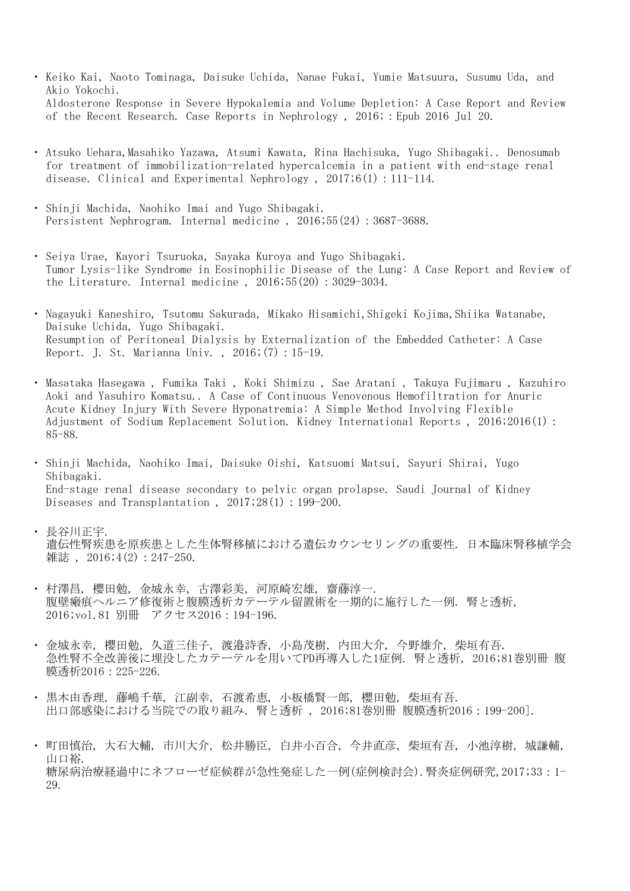- Keiko Kai, Naoto Tominaga, Daisuke Uchida, Nanae Fukai, Yumie Matsuura, Susumu Uda, and Akio Yokochi.
  Aldosterone Response in Severe Hypokalemia and Volume Depletion: A Case Report and Review of the Recent Research. Case Reports in Nephrology , 2016; : Epub 2016 Jul 20.

- Atsuko Uehara,Masahiko Yazawa, Atsumi Kawata, Rina Hachisuka, Yugo Shibagaki.. Denosumab for treatment of immobilization-related hypercalcemia in a patient with end-stage renal disease. Clinical and Experimental Nephrology , 2017;6(1) : 111-114.

- Shinji Machida, Naohiko Imai and Yugo Shibagaki.
  Persistent Nephrogram. Internal medicine , 2016;55(24) : 3687-3688.

- Seiya Urae, Kayori Tsuruoka, Sayaka Kuroya and Yugo Shibagaki.
  Tumor Lysis-like Syndrome in Eosinophilic Disease of the Lung: A Case Report and Review of the Literature. Internal medicine , 2016;55(20) : 3029-3034.

- Nagayuki Kaneshiro, Tsutomu Sakurada, Mikako Hisamichi,Shigeki Kojima,Shiika Watanabe, Daisuke Uchida, Yugo Shibagaki.
  Resumption of Peritoneal Dialysis by Externalization of the Embedded Catheter: A Case Report. J. St. Marianna Univ. , 2016;(7) : 15-19.

- Masataka Hasegawa , Fumika Taki , Koki Shimizu , Sae Aratani , Takuya Fujimaru , Kazuhiro Aoki and Yasuhiro Komatsu.. A Case of Continuous Venovenous Hemofiltration for Anuric Acute Kidney Injury With Severe Hyponatremia: A Simple Method Involving Flexible Adjustment of Sodium Replacement Solution. Kidney International Reports , 2016;2016(1) : 85-88.

- Shinji Machida, Naohiko Imai, Daisuke Oishi, Katsuomi Matsui, Sayuri Shirai, Yugo Shibagaki.
  End-stage renal disease secondary to pelvic organ prolapse. Saudi Journal of Kidney Diseases and Transplantation , 2017;28(1) : 199-200.

- 長谷川正宇.
  遺伝性腎疾患を原疾患とした生体腎移植における遺伝カウンセリングの重要性. 日本臨床腎移植学会雑誌 , 2016;4(2) : 247-250.

- 村澤昌, 櫻田勉, 金城永幸, 古澤彩美, 河原崎宏雄, 齋藤淳一.
  腹壁瘢痕ヘルニア修復術と腹膜透析カテーテル留置術を一期的に施行した一例. 腎と透析, 2016;vol.81 別冊　アクセス2016 : 194-196.

- 金城永幸, 櫻田勉, 久道三佳子, 渡邉詩香, 小島茂樹, 内田大介, 今野雄介, 柴垣有吾.
  急性腎不全改善後に埋没したカテーテルを用いてPD再導入した1症例. 腎と透析, 2016;81巻別冊 腹膜透析2016 : 225-226.

- 黒木由香理, 藤嶋千華, 江副幸, 石渡希恵, 小板橋賢一郎, 櫻田勉, 柴垣有吾.
  出口部感染における当院での取り組み. 腎と透析 , 2016;81巻別冊 腹膜透析2016 : 199-200].

- 町田慎治, 大石大輔, 市川大介, 松井勝臣, 白井小百合, 今井直彦, 柴垣有吾, 小池淳樹, 城謙輔, 山口裕.
  糖尿病治療経過中にネフローゼ症候群が急性発症した一例(症例検討会).腎炎症例研究,2017;33 : 1-29.